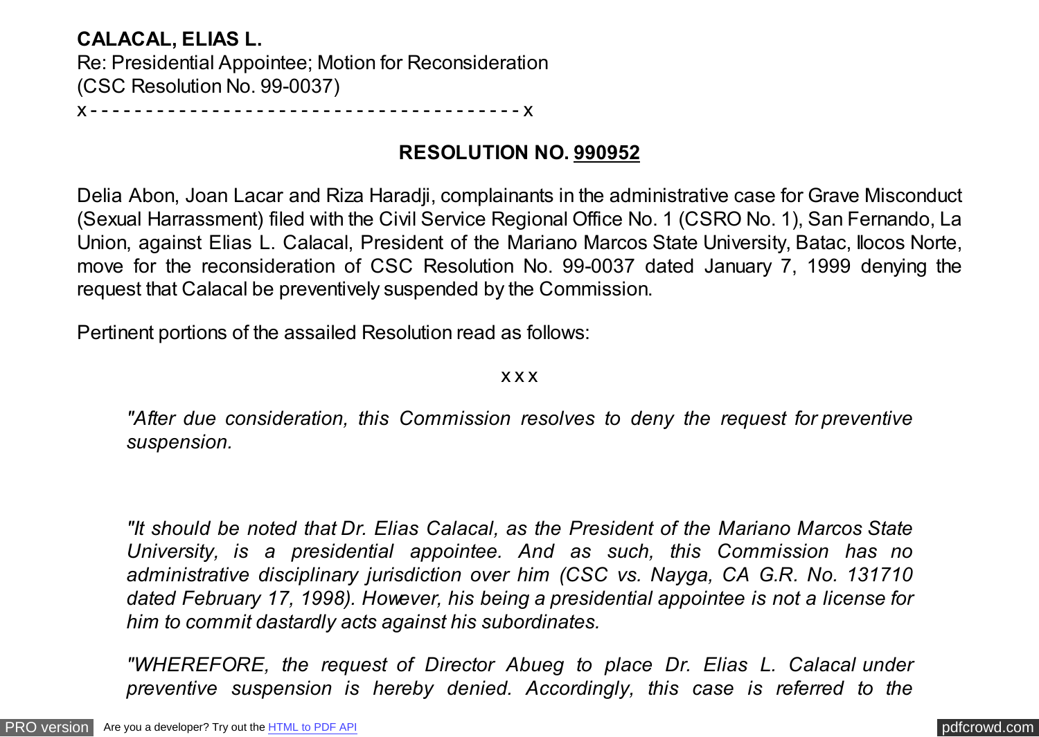**CALACAL, ELIAS L.**
Re: Presidential Appointee; Motion for Reconsideration
(CSC Resolution No. 99-0037)
x - - - - - - - - - - - - - - - - - - - - - - - - - - - - - - - - - - - - - - - x

**RESOLUTION NO. 990952**

Delia Abon, Joan Lacar and Riza Haradji, complainants in the administrative case for Grave Misconduct (Sexual Harrassment) filed with the Civil Service Regional Office No. 1 (CSRO No. 1), San Fernando, La Union, against Elias L. Calacal, President of the Mariano Marcos State University, Batac, Ilocos Norte, move for the reconsideration of CSC Resolution No. 99-0037 dated January 7, 1999 denying the request that Calacal be preventively suspended by the Commission.

Pertinent portions of the assailed Resolution read as follows:

x x x

> *"After due consideration, this Commission resolves to deny the request for preventive suspension.*
>
> *"It should be noted that Dr. Elias Calacal, as the President of the Mariano Marcos State University, is a presidential appointee. And as such, this Commission has no administrative disciplinary jurisdiction over him (CSC vs. Nayga, CA G.R. No. 131710 dated February 17, 1998). However, his being a presidential appointee is not a license for him to commit dastardly acts against his subordinates.*
>
> *"WHEREFORE, the request of Director Abueg to place Dr. Elias L. Calacal under preventive suspension is hereby denied. Accordingly, this case is referred to the*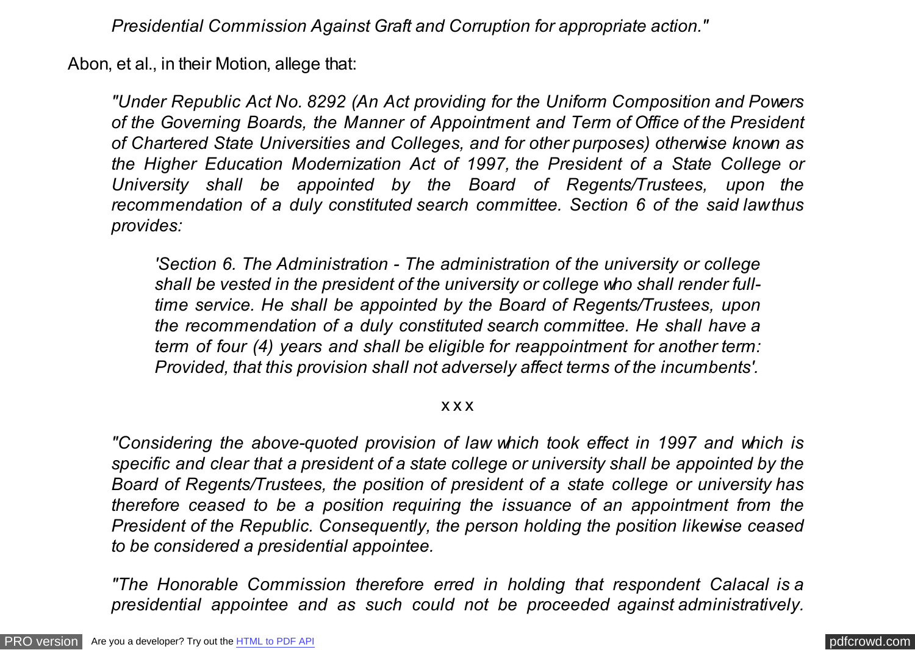*Presidential Commission Against Graft and Corruption for appropriate action."*

Abon, et al., in their Motion, allege that:

> *"Under Republic Act No. 8292 (An Act providing for the Uniform Composition and Powers of the Governing Boards, the Manner of Appointment and Term of Office of the President of Chartered State Universities and Colleges, and for other purposes) otherwise known as the Higher Education Modernization Act of 1997, the President of a State College or University shall be appointed by the Board of Regents/Trustees, upon the recommendation of a duly constituted search committee. Section 6 of the said law thus provides:*
>
> > *'Section 6. The Administration - The administration of the university or college shall be vested in the president of the university or college who shall render full-time service. He shall be appointed by the Board of Regents/Trustees, upon the recommendation of a duly constituted search committee. He shall have a term of four (4) years and shall be eligible for reappointment for another term: Provided, that this provision shall not adversely affect terms of the incumbents'.*
>
> x x x
>
> *"Considering the above-quoted provision of law which took effect in 1997 and which is specific and clear that a president of a state college or university shall be appointed by the Board of Regents/Trustees, the position of president of a state college or university has therefore ceased to be a position requiring the issuance of an appointment from the President of the Republic. Consequently, the person holding the position likewise ceased to be considered a presidential appointee.*
>
> *"The Honorable Commission therefore erred in holding that respondent Calacal is a presidential appointee and as such could not be proceeded against administratively.*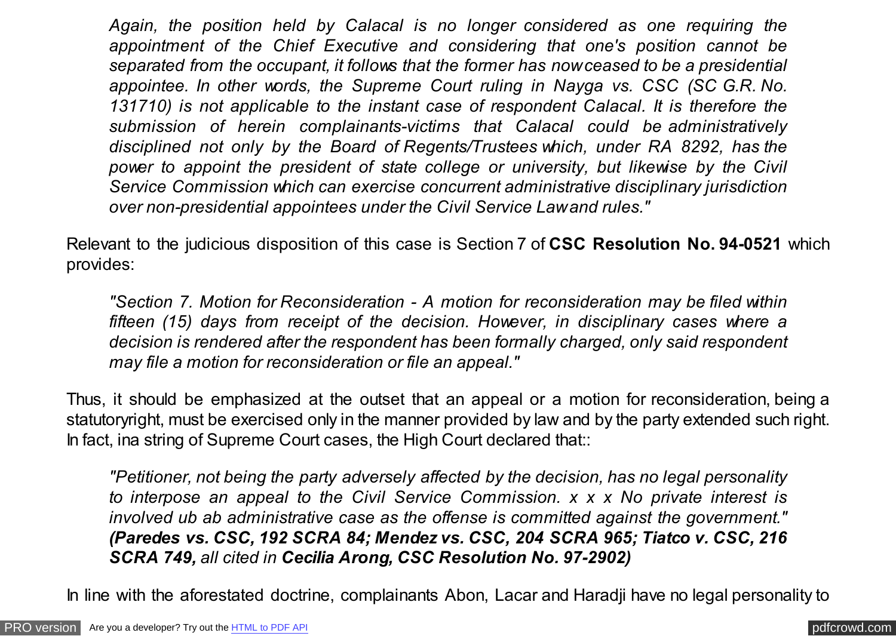*Again, the position held by Calacal is no longer considered as one requiring the appointment of the Chief Executive and considering that one's position cannot be separated from the occupant, it follows that the former has now ceased to be a presidential appointee. In other words, the Supreme Court ruling in Nayga vs. CSC (SC G.R. No. 131710) is not applicable to the instant case of respondent Calacal. It is therefore the submission of herein complainants-victims that Calacal could be administratively disciplined not only by the Board of Regents/Trustees which, under RA 8292, has the power to appoint the president of state college or university, but likewise by the Civil Service Commission which can exercise concurrent administrative disciplinary jurisdiction over non-presidential appointees under the Civil Service Law and rules."*

Relevant to the judicious disposition of this case is Section 7 of **CSC Resolution No. 94-0521** which provides:

*"Section 7. Motion for Reconsideration - A motion for reconsideration may be filed within fifteen (15) days from receipt of the decision. However, in disciplinary cases where a decision is rendered after the respondent has been formally charged, only said respondent may file a motion for reconsideration or file an appeal."*

Thus, it should be emphasized at the outset that an appeal or a motion for reconsideration, being a statutoryright, must be exercised only in the manner provided by law and by the party extended such right. In fact, ina string of Supreme Court cases, the High Court declared that::

*"Petitioner, not being the party adversely affected by the decision, has no legal personality to interpose an appeal to the Civil Service Commission. x x x No private interest is involved ub ab administrative case as the offense is committed against the government."* ***(Paredes vs. CSC, 192 SCRA 84; Mendez vs. CSC, 204 SCRA 965; Tiatco v. CSC, 216 SCRA 749,*** *all cited in* ***Cecilia Arong, CSC Resolution No. 97-2902)***

In line with the aforestated doctrine, complainants Abon, Lacar and Haradji have no legal personality to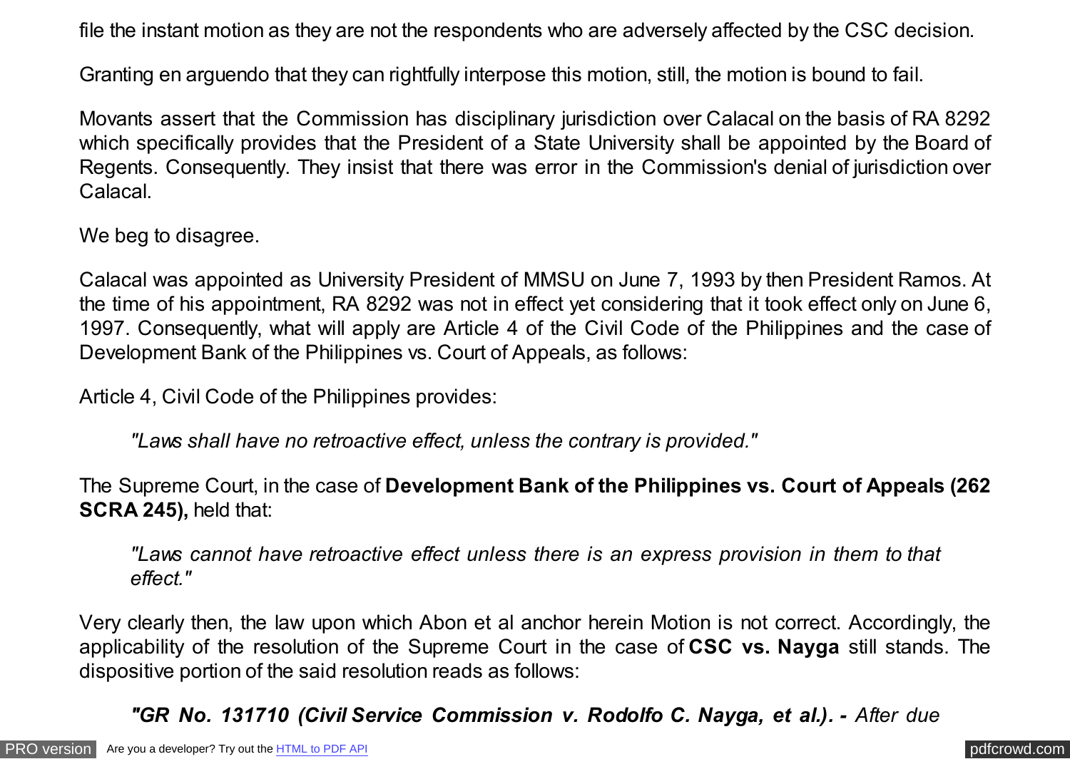file the instant motion as they are not the respondents who are adversely affected by the CSC decision.

Granting en arguendo that they can rightfully interpose this motion, still, the motion is bound to fail.

Movants assert that the Commission has disciplinary jurisdiction over Calacal on the basis of RA 8292 which specifically provides that the President of a State University shall be appointed by the Board of Regents. Consequently. They insist that there was error in the Commission's denial of jurisdiction over Calacal.

We beg to disagree.

Calacal was appointed as University President of MMSU on June 7, 1993 by then President Ramos. At the time of his appointment, RA 8292 was not in effect yet considering that it took effect only on June 6, 1997. Consequently, what will apply are Article 4 of the Civil Code of the Philippines and the case of Development Bank of the Philippines vs. Court of Appeals, as follows:

Article 4, Civil Code of the Philippines provides:

> *"Laws shall have no retroactive effect, unless the contrary is provided."*

The Supreme Court, in the case of **Development Bank of the Philippines vs. Court of Appeals (262 SCRA 245),** held that:

> *"Laws cannot have retroactive effect unless there is an express provision in them to that effect."*

Very clearly then, the law upon which Abon et al anchor herein Motion is not correct. Accordingly, the applicability of the resolution of the Supreme Court in the case of **CSC vs. Nayga** still stands. The dispositive portion of the said resolution reads as follows:

> ***"GR No. 131710 (Civil Service Commission v. Rodolfo C. Nayga, et al.). -*** *After due*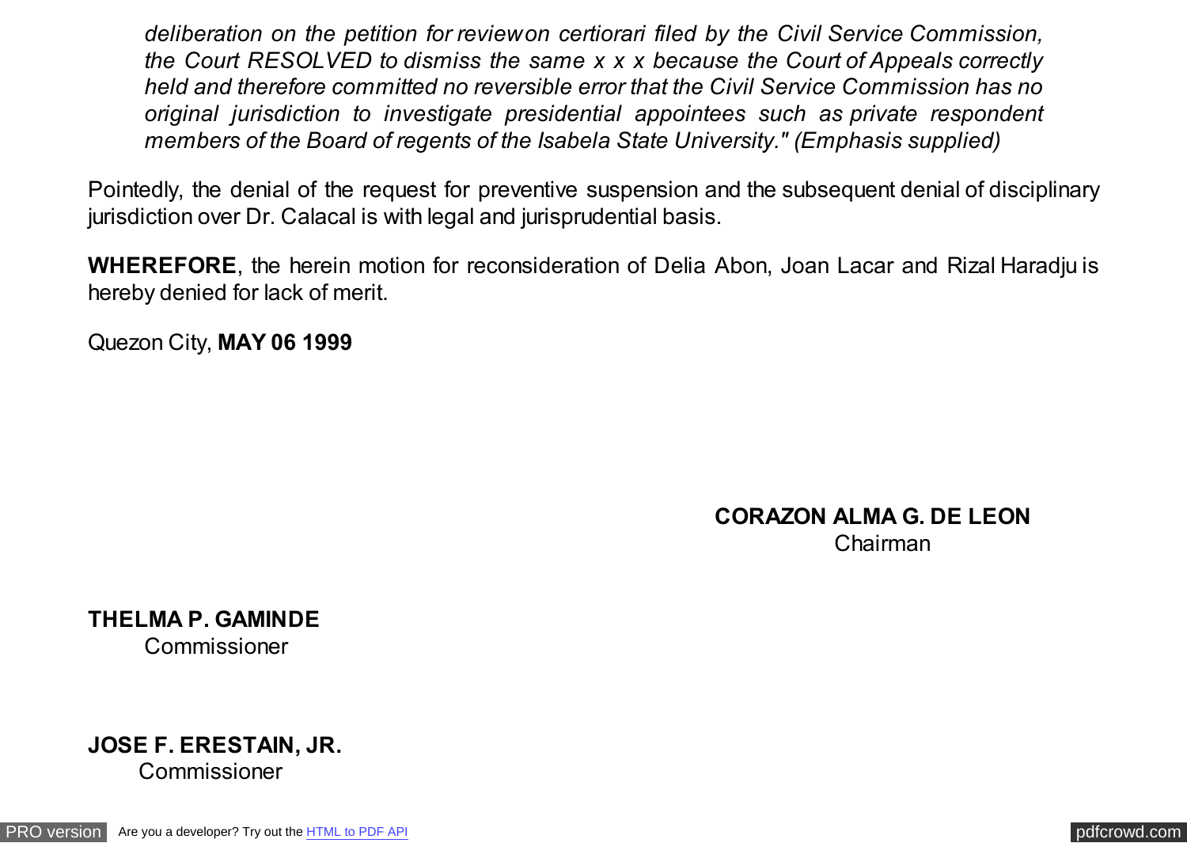> *deliberation on the petition for review on certiorari filed by the Civil Service Commission, the Court RESOLVED to dismiss the same x x x because the Court of Appeals correctly held and therefore committed no reversible error that the Civil Service Commission has no original jurisdiction to investigate presidential appointees such as private respondent members of the Board of regents of the Isabela State University." (Emphasis supplied)*

Pointedly, the denial of the request for preventive suspension and the subsequent denial of disciplinary jurisdiction over Dr. Calacal is with legal and jurisprudential basis.

**WHEREFORE**, the herein motion for reconsideration of Delia Abon, Joan Lacar and Rizal Haradju is hereby denied for lack of merit.

Quezon City, **MAY 06 1999**

**CORAZON ALMA G. DE LEON**
Chairman

**THELMA P. GAMINDE**
Commissioner

**JOSE F. ERESTAIN, JR.**
Commissioner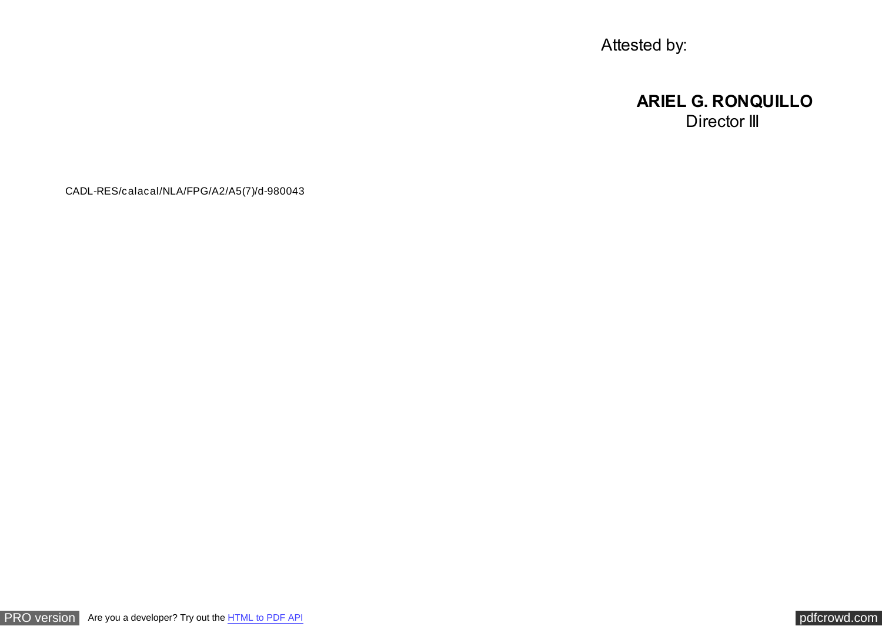Attested by:

**ARIEL G. RONQUILLO**
Director III

CADL-RES/calacal/NLA/FPG/A2/A5(7)/d-980043